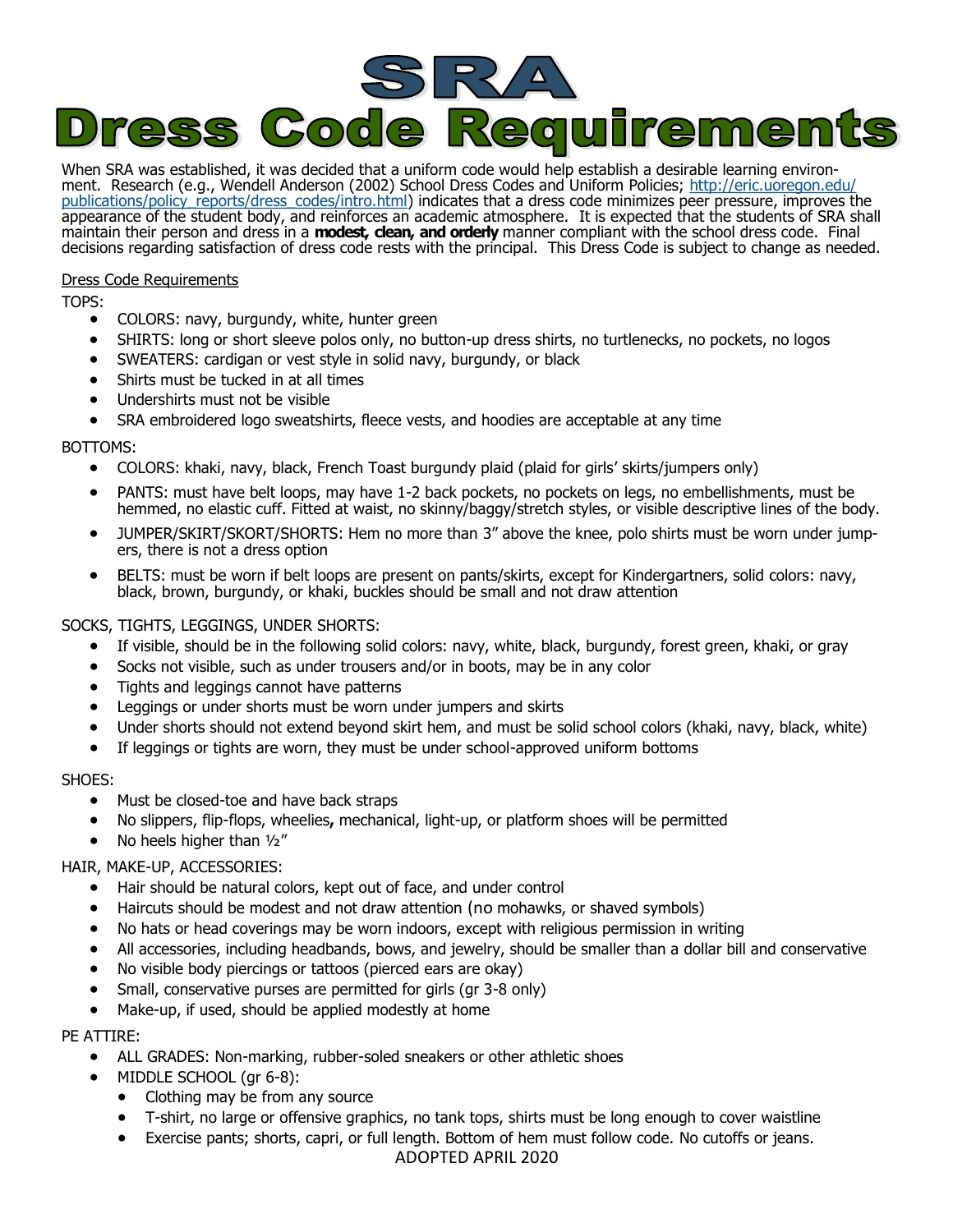# SRA
# Dress Code Requirements

When SRA was established, it was decided that a uniform code would help establish a desirable learning environment. Research (e.g., Wendell Anderson (2002) School Dress Codes and Uniform Policies; http://eric.uoregon.edu/publications/policy_reports/dress_codes/intro.html) indicates that a dress code minimizes peer pressure, improves the appearance of the student body, and reinforces an academic atmosphere. It is expected that the students of SRA shall maintain their person and dress in a **modest, clean, and orderly** manner compliant with the school dress code. Final decisions regarding satisfaction of dress code rests with the principal. This Dress Code is subject to change as needed.

Dress Code Requirements

TOPS:

- COLORS: navy, burgundy, white, hunter green
- SHIRTS: long or short sleeve polos only, no button-up dress shirts, no turtlenecks, no pockets, no logos
- SWEATERS: cardigan or vest style in solid navy, burgundy, or black
- Shirts must be tucked in at all times
- Undershirts must not be visible
- SRA embroidered logo sweatshirts, fleece vests, and hoodies are acceptable at any time

BOTTOMS:

- COLORS: khaki, navy, black, French Toast burgundy plaid (plaid for girls' skirts/jumpers only)
- PANTS: must have belt loops, may have 1-2 back pockets, no pockets on legs, no embellishments, must be hemmed, no elastic cuff. Fitted at waist, no skinny/baggy/stretch styles, or visible descriptive lines of the body.
- JUMPER/SKIRT/SKORT/SHORTS: Hem no more than 3" above the knee, polo shirts must be worn under jumpers, there is not a dress option
- BELTS: must be worn if belt loops are present on pants/skirts, except for Kindergartners, solid colors: navy, black, brown, burgundy, or khaki, buckles should be small and not draw attention

SOCKS, TIGHTS, LEGGINGS, UNDER SHORTS:

- If visible, should be in the following solid colors: navy, white, black, burgundy, forest green, khaki, or gray
- Socks not visible, such as under trousers and/or in boots, may be in any color
- Tights and leggings cannot have patterns
- Leggings or under shorts must be worn under jumpers and skirts
- Under shorts should not extend beyond skirt hem, and must be solid school colors (khaki, navy, black, white)
- If leggings or tights are worn, they must be under school-approved uniform bottoms

SHOES:

- Must be closed-toe and have back straps
- No slippers, flip-flops, wheelies**,** mechanical, light-up, or platform shoes will be permitted
- No heels higher than ½"

HAIR, MAKE-UP, ACCESSORIES:

- Hair should be natural colors, kept out of face, and under control
- Haircuts should be modest and not draw attention (no mohawks, or shaved symbols)
- No hats or head coverings may be worn indoors, except with religious permission in writing
- All accessories, including headbands, bows, and jewelry, should be smaller than a dollar bill and conservative
- No visible body piercings or tattoos (pierced ears are okay)
- Small, conservative purses are permitted for girls (gr 3-8 only)
- Make-up, if used, should be applied modestly at home

PE ATTIRE:

- ALL GRADES: Non-marking, rubber-soled sneakers or other athletic shoes
- MIDDLE SCHOOL (gr 6-8):
  - Clothing may be from any source
  - T-shirt, no large or offensive graphics, no tank tops, shirts must be long enough to cover waistline
  - Exercise pants; shorts, capri, or full length. Bottom of hem must follow code. No cutoffs or jeans.

ADOPTED APRIL 2020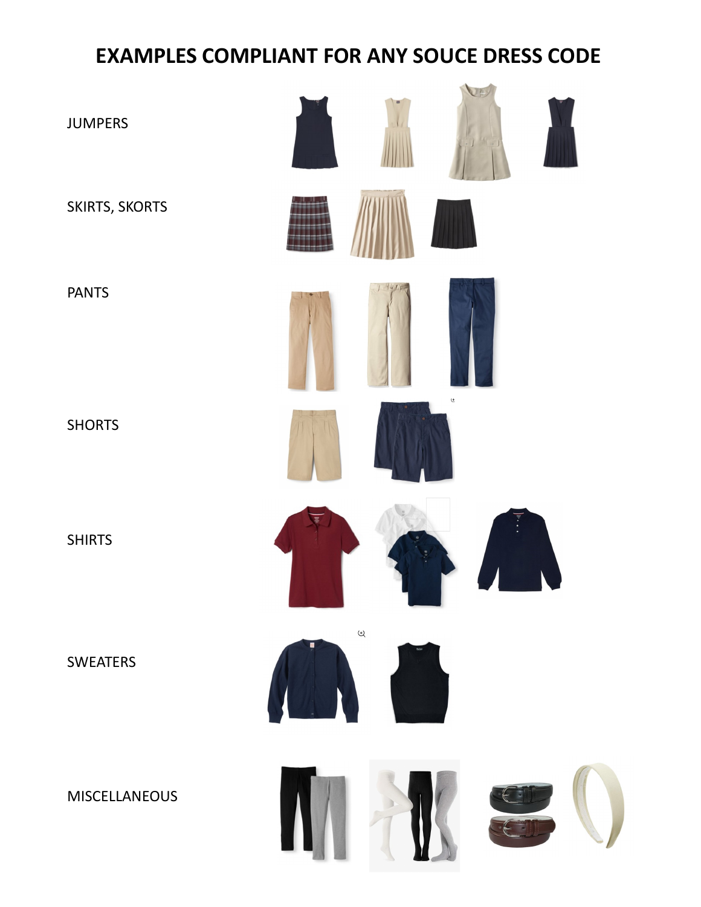# EXAMPLES COMPLIANT FOR ANY SOUCE DRESS CODE

JUMPERS

SKIRTS, SKORTS

PANTS

SHORTS

SHIRTS

SWEATERS

MISCELLANEOUS